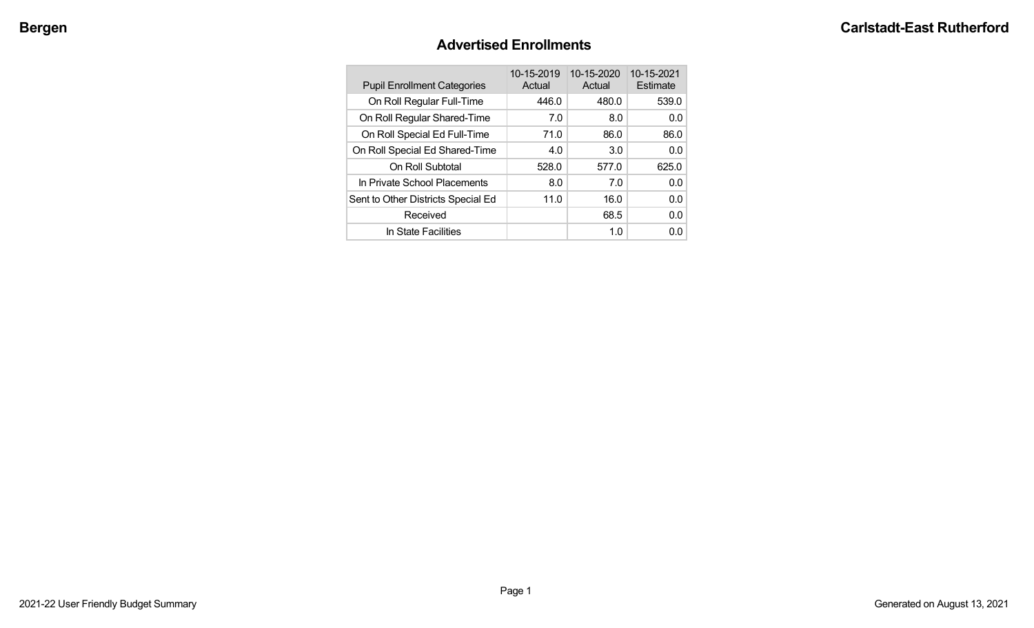Bergen

Carlstadt-East Rutherford

## Advertised Enrollments

| Pupil Enrollment Categories | 10-15-2019 Actual | 10-15-2020 Actual | 10-15-2021 Estimate |
|---|---|---|---|
| On Roll Regular Full-Time | 446.0 | 480.0 | 539.0 |
| On Roll Regular Shared-Time | 7.0 | 8.0 | 0.0 |
| On Roll Special Ed Full-Time | 71.0 | 86.0 | 86.0 |
| On Roll Special Ed Shared-Time | 4.0 | 3.0 | 0.0 |
| On Roll Subtotal | 528.0 | 577.0 | 625.0 |
| In Private School Placements | 8.0 | 7.0 | 0.0 |
| Sent to Other Districts Special Ed | 11.0 | 16.0 | 0.0 |
| Received | | 68.5 | 0.0 |
| In State Facilities | | 1.0 | 0.0 |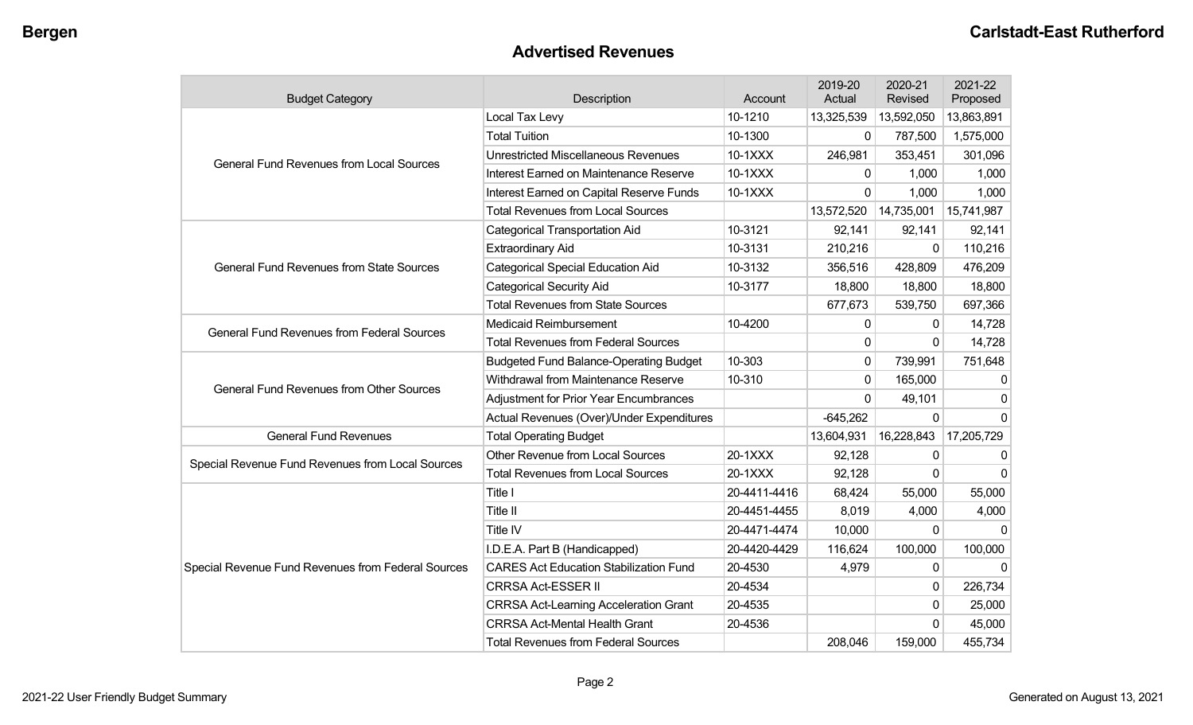## Advertised Revenues

| Budget Category | Description | Account | 2019-20 Actual | 2020-21 Revised | 2021-22 Proposed |
|---|---|---|---|---|---|
| General Fund Revenues from Local Sources | Local Tax Levy | 10-1210 | 13,325,539 | 13,592,050 | 13,863,891 |
| | Total Tuition | 10-1300 | 0 | 787,500 | 1,575,000 |
| | Unrestricted Miscellaneous Revenues | 10-1XXX | 246,981 | 353,451 | 301,096 |
| | Interest Earned on Maintenance Reserve | 10-1XXX | 0 | 1,000 | 1,000 |
| | Interest Earned on Capital Reserve Funds | 10-1XXX | 0 | 1,000 | 1,000 |
| | Total Revenues from Local Sources | | 13,572,520 | 14,735,001 | 15,741,987 |
| General Fund Revenues from State Sources | Categorical Transportation Aid | 10-3121 | 92,141 | 92,141 | 92,141 |
| | Extraordinary Aid | 10-3131 | 210,216 | 0 | 110,216 |
| | Categorical Special Education Aid | 10-3132 | 356,516 | 428,809 | 476,209 |
| | Categorical Security Aid | 10-3177 | 18,800 | 18,800 | 18,800 |
| | Total Revenues from State Sources | | 677,673 | 539,750 | 697,366 |
| General Fund Revenues from Federal Sources | Medicaid Reimbursement | 10-4200 | 0 | 0 | 14,728 |
| | Total Revenues from Federal Sources | | 0 | 0 | 14,728 |
| General Fund Revenues from Other Sources | Budgeted Fund Balance-Operating Budget | 10-303 | 0 | 739,991 | 751,648 |
| | Withdrawal from Maintenance Reserve | 10-310 | 0 | 165,000 | 0 |
| | Adjustment for Prior Year Encumbrances | | 0 | 49,101 | 0 |
| | Actual Revenues (Over)/Under Expenditures | | -645,262 | 0 | 0 |
| General Fund Revenues | Total Operating Budget | | 13,604,931 | 16,228,843 | 17,205,729 |
| Special Revenue Fund Revenues from Local Sources | Other Revenue from Local Sources | 20-1XXX | 92,128 | 0 | 0 |
| | Total Revenues from Local Sources | 20-1XXX | 92,128 | 0 | 0 |
| Special Revenue Fund Revenues from Federal Sources | Title I | 20-4411-4416 | 68,424 | 55,000 | 55,000 |
| | Title II | 20-4451-4455 | 8,019 | 4,000 | 4,000 |
| | Title IV | 20-4471-4474 | 10,000 | 0 | 0 |
| | I.D.E.A. Part B (Handicapped) | 20-4420-4429 | 116,624 | 100,000 | 100,000 |
| | CARES Act Education Stabilization Fund | 20-4530 | 4,979 | 0 | 0 |
| | CRRSA Act-ESSER II | 20-4534 | | 0 | 226,734 |
| | CRRSA Act-Learning Acceleration Grant | 20-4535 | | 0 | 25,000 |
| | CRRSA Act-Mental Health Grant | 20-4536 | | 0 | 45,000 |
| | Total Revenues from Federal Sources | | 208,046 | 159,000 | 455,734 |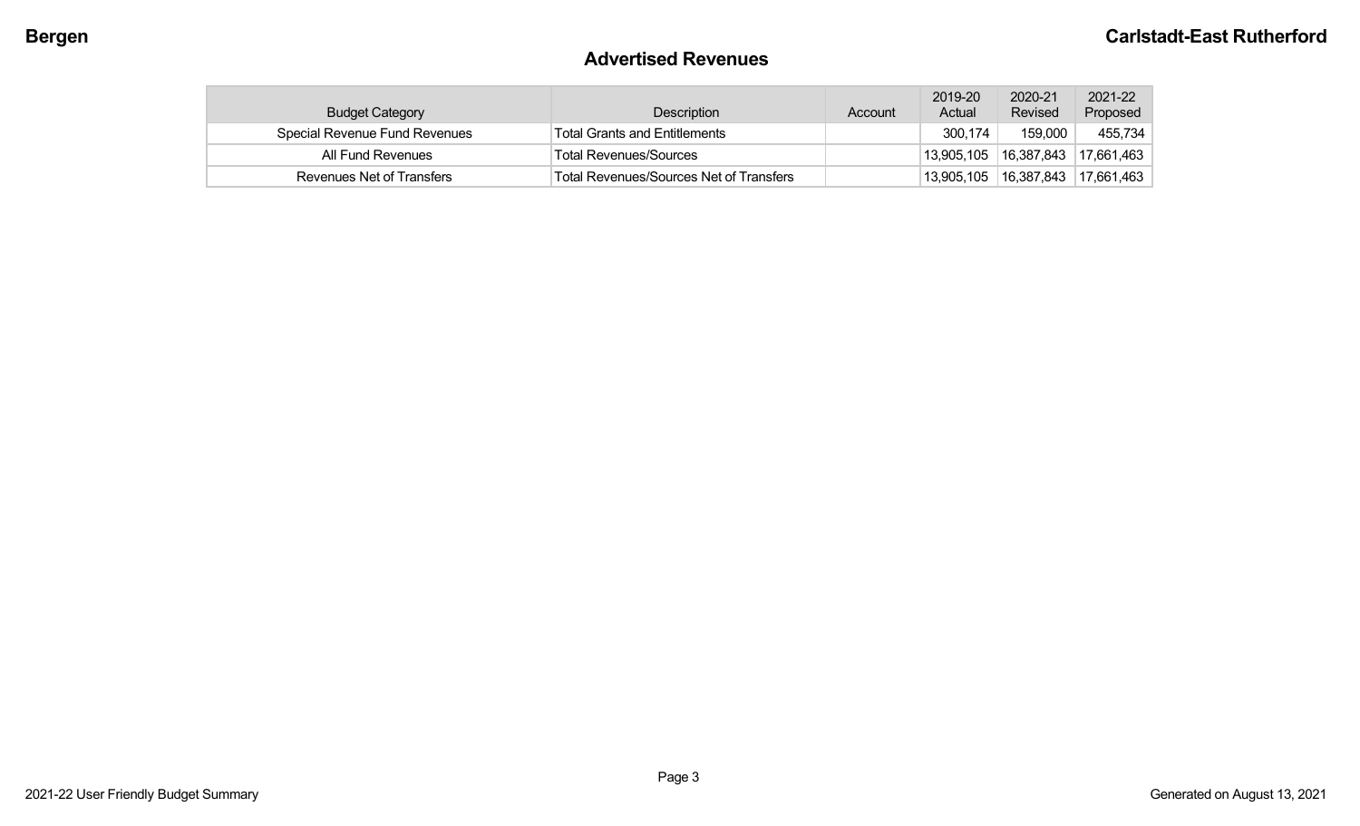## Advertised Revenues

| Budget Category | Description | Account | 2019-20 Actual | 2020-21 Revised | 2021-22 Proposed |
|---|---|---|---|---|---|
| Special Revenue Fund Revenues | Total Grants and Entitlements | | 300,174 | 159,000 | 455,734 |
| All Fund Revenues | Total Revenues/Sources | | 13,905,105 | 16,387,843 | 17,661,463 |
| Revenues Net of Transfers | Total Revenues/Sources Net of Transfers | | 13,905,105 | 16,387,843 | 17,661,463 |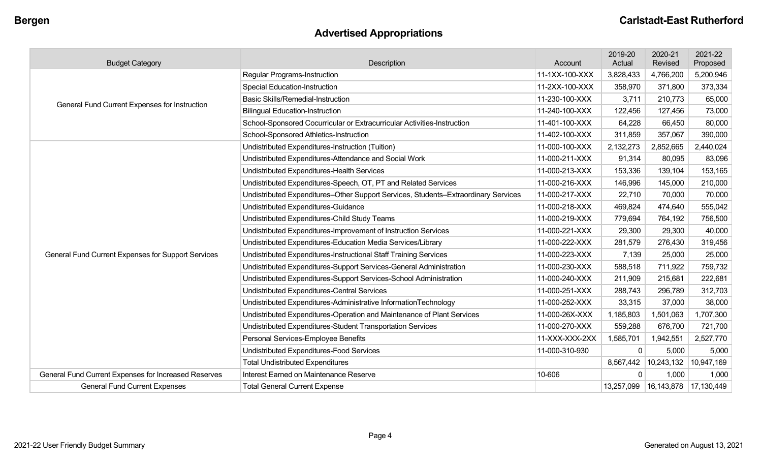## Advertised Appropriations

| Budget Category | Description | Account | 2019-20 Actual | 2020-21 Revised | 2021-22 Proposed |
|---|---|---|---|---|---|
| General Fund Current Expenses for Instruction | Regular Programs-Instruction | 11-1XX-100-XXX | 3,828,433 | 4,766,200 | 5,200,946 |
| | Special Education-Instruction | 11-2XX-100-XXX | 358,970 | 371,800 | 373,334 |
| | Basic Skills/Remedial-Instruction | 11-230-100-XXX | 3,711 | 210,773 | 65,000 |
| | Bilingual Education-Instruction | 11-240-100-XXX | 122,456 | 127,456 | 73,000 |
| | School-Sponsored Cocurricular or Extracurricular Activities-Instruction | 11-401-100-XXX | 64,228 | 66,450 | 80,000 |
| | School-Sponsored Athletics-Instruction | 11-402-100-XXX | 311,859 | 357,067 | 390,000 |
| General Fund Current Expenses for Support Services | Undistributed Expenditures-Instruction (Tuition) | 11-000-100-XXX | 2,132,273 | 2,852,665 | 2,440,024 |
| | Undistributed Expenditures-Attendance and Social Work | 11-000-211-XXX | 91,314 | 80,095 | 83,096 |
| | Undistributed Expenditures-Health Services | 11-000-213-XXX | 153,336 | 139,104 | 153,165 |
| | Undistributed Expenditures-Speech, OT, PT and Related Services | 11-000-216-XXX | 146,996 | 145,000 | 210,000 |
| | Undistributed Expenditures–Other Support Services, Students–Extraordinary Services | 11-000-217-XXX | 22,710 | 70,000 | 70,000 |
| | Undistributed Expenditures-Guidance | 11-000-218-XXX | 469,824 | 474,640 | 555,042 |
| | Undistributed Expenditures-Child Study Teams | 11-000-219-XXX | 779,694 | 764,192 | 756,500 |
| | Undistributed Expenditures-Improvement of Instruction Services | 11-000-221-XXX | 29,300 | 29,300 | 40,000 |
| | Undistributed Expenditures-Education Media Services/Library | 11-000-222-XXX | 281,579 | 276,430 | 319,456 |
| | Undistributed Expenditures-Instructional Staff Training Services | 11-000-223-XXX | 7,139 | 25,000 | 25,000 |
| | Undistributed Expenditures-Support Services-General Administration | 11-000-230-XXX | 588,518 | 711,922 | 759,732 |
| | Undistributed Expenditures-Support Services-School Administration | 11-000-240-XXX | 211,909 | 215,681 | 222,681 |
| | Undistributed Expenditures-Central Services | 11-000-251-XXX | 288,743 | 296,789 | 312,703 |
| | Undistributed Expenditures-Administrative InformationTechnology | 11-000-252-XXX | 33,315 | 37,000 | 38,000 |
| | Undistributed Expenditures-Operation and Maintenance of Plant Services | 11-000-26X-XXX | 1,185,803 | 1,501,063 | 1,707,300 |
| | Undistributed Expenditures-Student Transportation Services | 11-000-270-XXX | 559,288 | 676,700 | 721,700 |
| | Personal Services-Employee Benefits | 11-XXX-XXX-2XX | 1,585,701 | 1,942,551 | 2,527,770 |
| | Undistributed Expenditures-Food Services | 11-000-310-930 | 0 | 5,000 | 5,000 |
| | Total Undistributed Expenditures | | 8,567,442 | 10,243,132 | 10,947,169 |
| General Fund Current Expenses for Increased Reserves | Interest Earned on Maintenance Reserve | 10-606 | 0 | 1,000 | 1,000 |
| General Fund Current Expenses | Total General Current Expense | | 13,257,099 | 16,143,878 | 17,130,449 |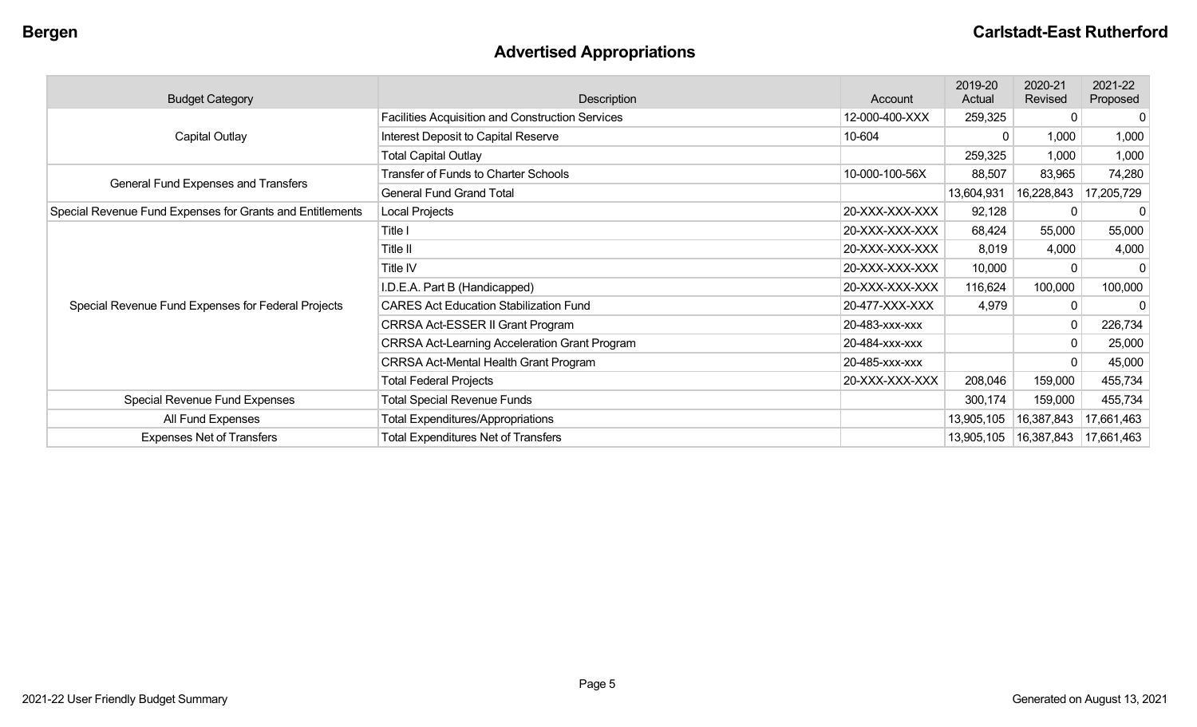## Advertised Appropriations

| Budget Category | Description | Account | 2019-20 Actual | 2020-21 Revised | 2021-22 Proposed |
|---|---|---|---|---|---|
| Capital Outlay | Facilities Acquisition and Construction Services | 12-000-400-XXX | 259,325 | 0 | 0 |
| | Interest Deposit to Capital Reserve | 10-604 | 0 | 1,000 | 1,000 |
| | Total Capital Outlay | | 259,325 | 1,000 | 1,000 |
| General Fund Expenses and Transfers | Transfer of Funds to Charter Schools | 10-000-100-56X | 88,507 | 83,965 | 74,280 |
| | General Fund Grand Total | | 13,604,931 | 16,228,843 | 17,205,729 |
| Special Revenue Fund Expenses for Grants and Entitlements | Local Projects | 20-XXX-XXX-XXX | 92,128 | 0 | 0 |
| Special Revenue Fund Expenses for Federal Projects | Title I | 20-XXX-XXX-XXX | 68,424 | 55,000 | 55,000 |
| | Title II | 20-XXX-XXX-XXX | 8,019 | 4,000 | 4,000 |
| | Title IV | 20-XXX-XXX-XXX | 10,000 | 0 | 0 |
| | I.D.E.A. Part B (Handicapped) | 20-XXX-XXX-XXX | 116,624 | 100,000 | 100,000 |
| | CARES Act Education Stabilization Fund | 20-477-XXX-XXX | 4,979 | 0 | 0 |
| | CRRSA Act-ESSER II Grant Program | 20-483-xxx-xxx | | 0 | 226,734 |
| | CRRSA Act-Learning Acceleration Grant Program | 20-484-xxx-xxx | | 0 | 25,000 |
| | CRRSA Act-Mental Health Grant Program | 20-485-xxx-xxx | | 0 | 45,000 |
| | Total Federal Projects | 20-XXX-XXX-XXX | 208,046 | 159,000 | 455,734 |
| Special Revenue Fund Expenses | Total Special Revenue Funds | | 300,174 | 159,000 | 455,734 |
| All Fund Expenses | Total Expenditures/Appropriations | | 13,905,105 | 16,387,843 | 17,661,463 |
| Expenses Net of Transfers | Total Expenditures Net of Transfers | | 13,905,105 | 16,387,843 | 17,661,463 |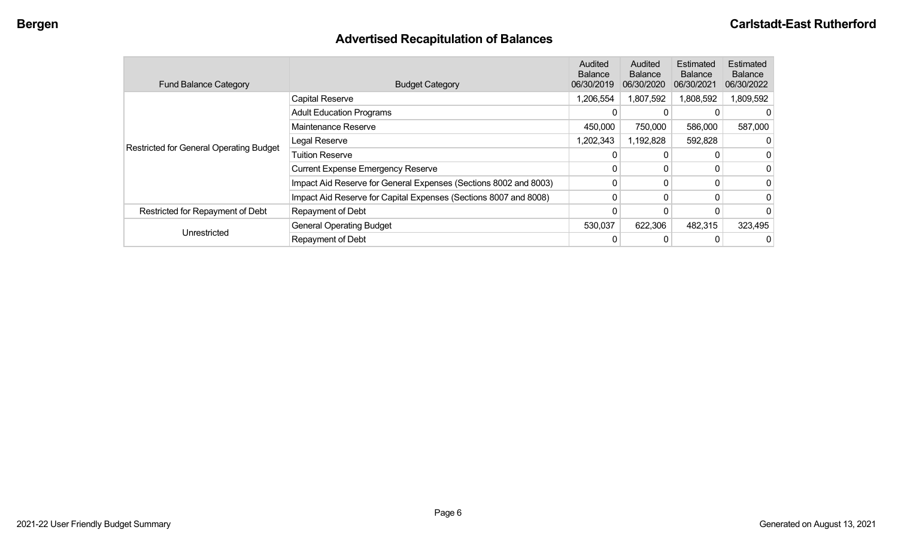## Advertised Recapitulation of Balances

| Fund Balance Category | Budget Category | Audited Balance 06/30/2019 | Audited Balance 06/30/2020 | Estimated Balance 06/30/2021 | Estimated Balance 06/30/2022 |
|---|---|---|---|---|---|
| Restricted for General Operating Budget | Capital Reserve | 1,206,554 | 1,807,592 | 1,808,592 | 1,809,592 |
| | Adult Education Programs | 0 | 0 | 0 | 0 |
| | Maintenance Reserve | 450,000 | 750,000 | 586,000 | 587,000 |
| | Legal Reserve | 1,202,343 | 1,192,828 | 592,828 | 0 |
| | Tuition Reserve | 0 | 0 | 0 | 0 |
| | Current Expense Emergency Reserve | 0 | 0 | 0 | 0 |
| | Impact Aid Reserve for General Expenses (Sections 8002 and 8003) | 0 | 0 | 0 | 0 |
| | Impact Aid Reserve for Capital Expenses (Sections 8007 and 8008) | 0 | 0 | 0 | 0 |
| Restricted for Repayment of Debt | Repayment of Debt | 0 | 0 | 0 | 0 |
| Unrestricted | General Operating Budget | 530,037 | 622,306 | 482,315 | 323,495 |
| | Repayment of Debt | 0 | 0 | 0 | 0 |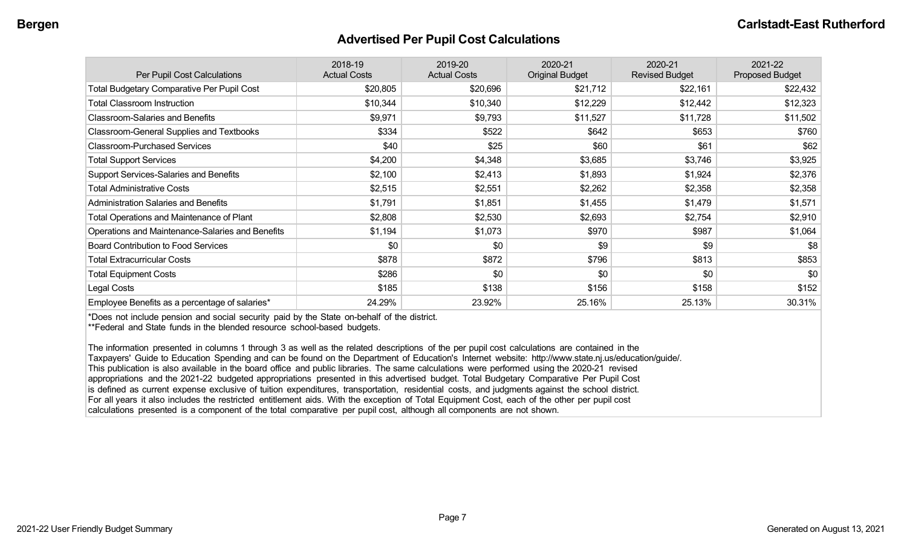## Advertised Per Pupil Cost Calculations

| Per Pupil Cost Calculations | 2018-19 Actual Costs | 2019-20 Actual Costs | 2020-21 Original Budget | 2020-21 Revised Budget | 2021-22 Proposed Budget |
|---|---|---|---|---|---|
| Total Budgetary Comparative Per Pupil Cost | $20,805 | $20,696 | $21,712 | $22,161 | $22,432 |
| Total Classroom Instruction | $10,344 | $10,340 | $12,229 | $12,442 | $12,323 |
| Classroom-Salaries and Benefits | $9,971 | $9,793 | $11,527 | $11,728 | $11,502 |
| Classroom-General Supplies and Textbooks | $334 | $522 | $642 | $653 | $760 |
| Classroom-Purchased Services | $40 | $25 | $60 | $61 | $62 |
| Total Support Services | $4,200 | $4,348 | $3,685 | $3,746 | $3,925 |
| Support Services-Salaries and Benefits | $2,100 | $2,413 | $1,893 | $1,924 | $2,376 |
| Total Administrative Costs | $2,515 | $2,551 | $2,262 | $2,358 | $2,358 |
| Administration Salaries and Benefits | $1,791 | $1,851 | $1,455 | $1,479 | $1,571 |
| Total Operations and Maintenance of Plant | $2,808 | $2,530 | $2,693 | $2,754 | $2,910 |
| Operations and Maintenance-Salaries and Benefits | $1,194 | $1,073 | $970 | $987 | $1,064 |
| Board Contribution to Food Services | $0 | $0 | $9 | $9 | $8 |
| Total Extracurricular Costs | $878 | $872 | $796 | $813 | $853 |
| Total Equipment Costs | $286 | $0 | $0 | $0 | $0 |
| Legal Costs | $185 | $138 | $156 | $158 | $152 |
| Employee Benefits as a percentage of salaries* | 24.29% | 23.92% | 25.16% | 25.13% | 30.31% |

*Does not include pension and social security paid by the State on-behalf of the district.
**Federal and State funds in the blended resource school-based budgets.

The information presented in columns 1 through 3 as well as the related descriptions of the per pupil cost calculations are contained in the Taxpayers' Guide to Education Spending and can be found on the Department of Education's Internet website: http://www.state.nj.us/education/guide/. This publication is also available in the board office and public libraries. The same calculations were performed using the 2020-21 revised appropriations and the 2021-22 budgeted appropriations presented in this advertised budget. Total Budgetary Comparative Per Pupil Cost is defined as current expense exclusive of tuition expenditures, transportation, residential costs, and judgments against the school district. For all years it also includes the restricted entitlement aids. With the exception of Total Equipment Cost, each of the other per pupil cost calculations presented is a component of the total comparative per pupil cost, although all components are not shown.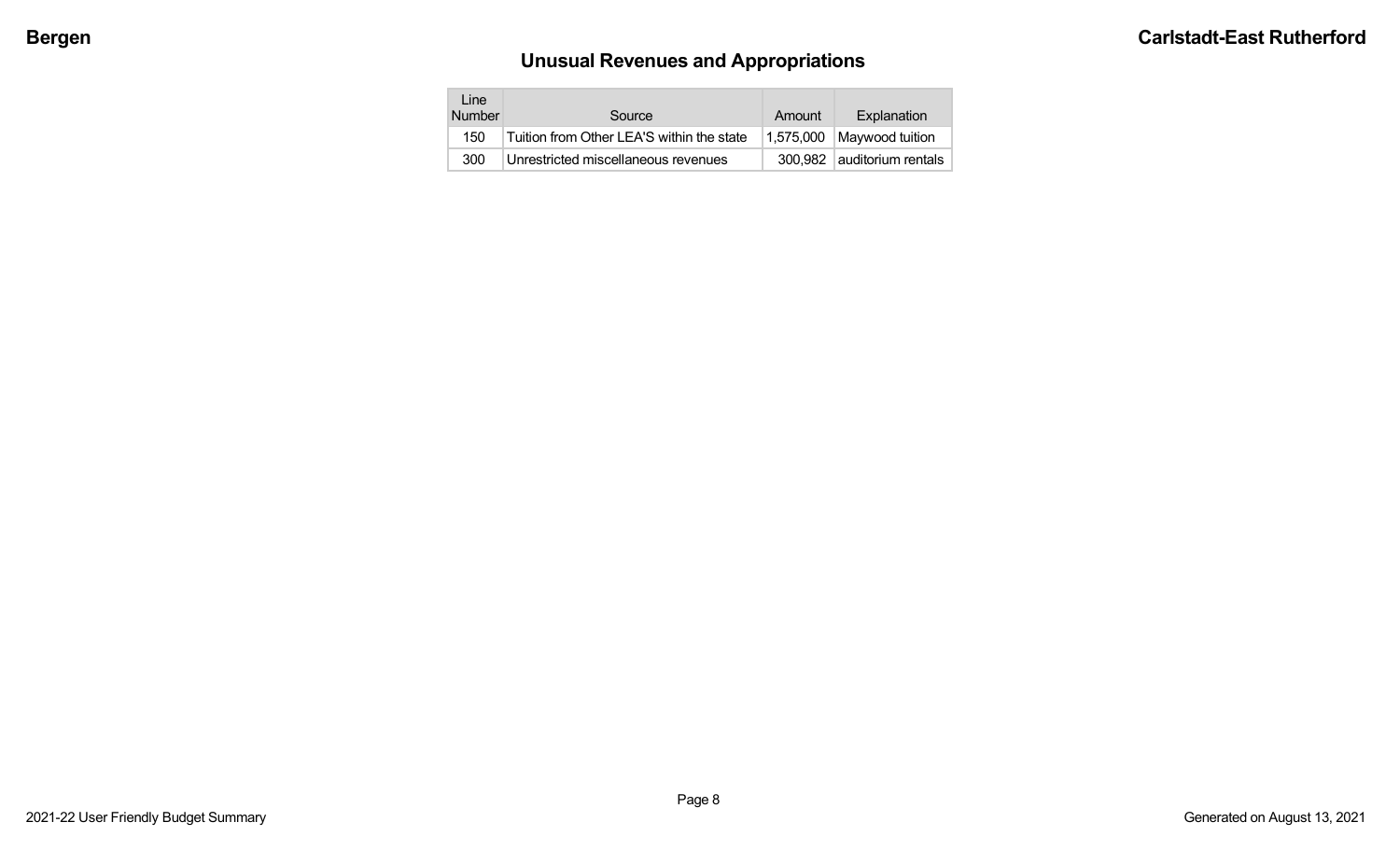## Unusual Revenues and Appropriations

| Line Number | Source | Amount | Explanation |
|---|---|---|---|
| 150 | Tuition from Other LEA'S within the state | 1,575,000 | Maywood tuition |
| 300 | Unrestricted miscellaneous revenues | 300,982 | auditorium rentals |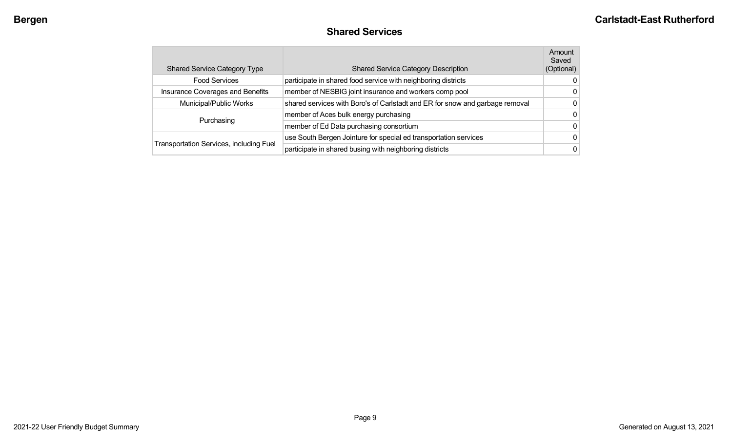## Shared Services

| Shared Service Category Type | Shared Service Category Description | Amount Saved (Optional) |
|---|---|---|
| Food Services | participate in shared food service with neighboring districts | 0 |
| Insurance Coverages and Benefits | member of NESBIG joint insurance and workers comp pool | 0 |
| Municipal/Public Works | shared services with Boro's of Carlstadt and ER for snow and garbage removal | 0 |
| Purchasing | member of Aces bulk energy purchasing | 0 |
| | member of Ed Data purchasing consortium | 0 |
| Transportation Services, including Fuel | use South Bergen Jointure for special ed transportation services | 0 |
| | participate in shared busing with neighboring districts | 0 |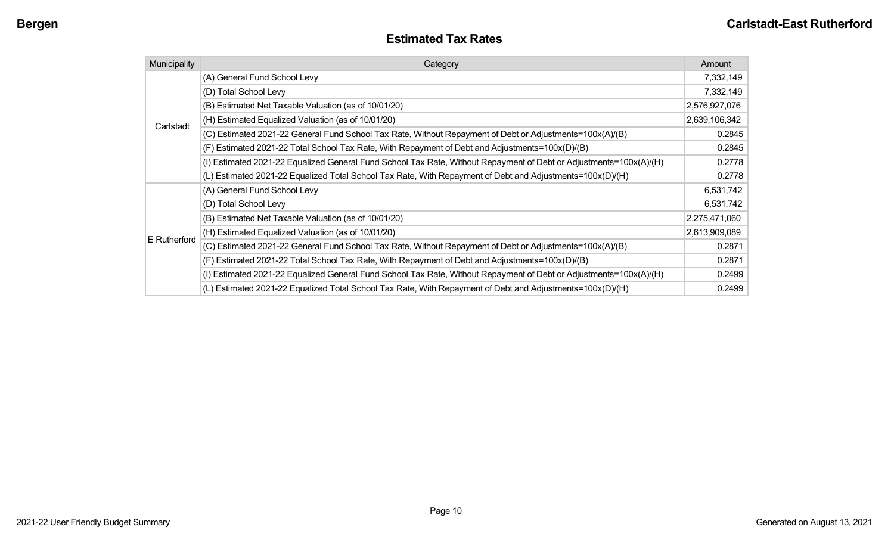## Estimated Tax Rates

| Municipality | Category | Amount |
|---|---|---|
| Carlstadt | (A) General Fund School Levy | 7,332,149 |
| | (D) Total School Levy | 7,332,149 |
| | (B) Estimated Net Taxable Valuation (as of 10/01/20) | 2,576,927,076 |
| | (H) Estimated Equalized Valuation (as of 10/01/20) | 2,639,106,342 |
| | (C) Estimated 2021-22 General Fund School Tax Rate, Without Repayment of Debt or Adjustments=100x(A)/(B) | 0.2845 |
| | (F) Estimated 2021-22 Total School Tax Rate, With Repayment of Debt and Adjustments=100x(D)/(B) | 0.2845 |
| | (I) Estimated 2021-22 Equalized General Fund School Tax Rate, Without Repayment of Debt or Adjustments=100x(A)/(H) | 0.2778 |
| | (L) Estimated 2021-22 Equalized Total School Tax Rate, With Repayment of Debt and Adjustments=100x(D)/(H) | 0.2778 |
| E Rutherford | (A) General Fund School Levy | 6,531,742 |
| | (D) Total School Levy | 6,531,742 |
| | (B) Estimated Net Taxable Valuation (as of 10/01/20) | 2,275,471,060 |
| | (H) Estimated Equalized Valuation (as of 10/01/20) | 2,613,909,089 |
| | (C) Estimated 2021-22 General Fund School Tax Rate, Without Repayment of Debt or Adjustments=100x(A)/(B) | 0.2871 |
| | (F) Estimated 2021-22 Total School Tax Rate, With Repayment of Debt and Adjustments=100x(D)/(B) | 0.2871 |
| | (I) Estimated 2021-22 Equalized General Fund School Tax Rate, Without Repayment of Debt or Adjustments=100x(A)/(H) | 0.2499 |
| | (L) Estimated 2021-22 Equalized Total School Tax Rate, With Repayment of Debt and Adjustments=100x(D)/(H) | 0.2499 |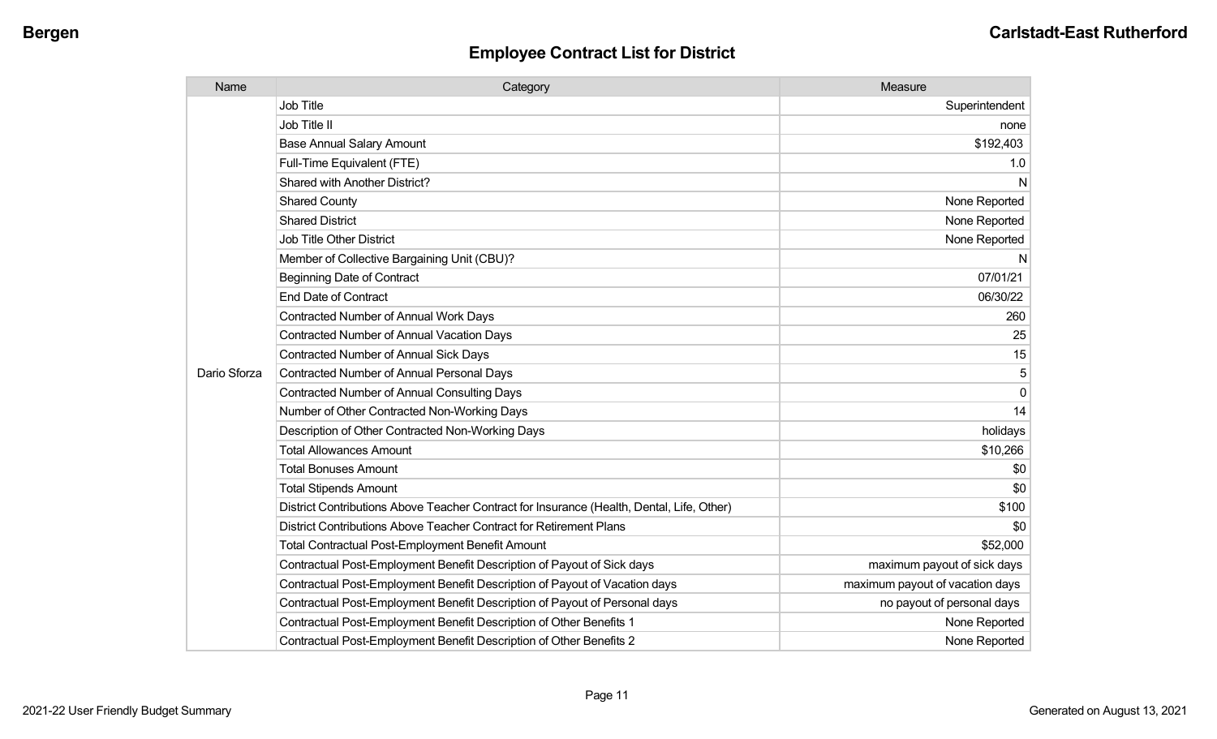## Employee Contract List for District

| Name | Category | Measure |
|---|---|---|
| Dario Sforza | Job Title | Superintendent |
| | Job Title II | none |
| | Base Annual Salary Amount | $192,403 |
| | Full-Time Equivalent (FTE) | 1.0 |
| | Shared with Another District? | N |
| | Shared County | None Reported |
| | Shared District | None Reported |
| | Job Title Other District | None Reported |
| | Member of Collective Bargaining Unit (CBU)? | N |
| | Beginning Date of Contract | 07/01/21 |
| | End Date of Contract | 06/30/22 |
| | Contracted Number of Annual Work Days | 260 |
| | Contracted Number of Annual Vacation Days | 25 |
| | Contracted Number of Annual Sick Days | 15 |
| | Contracted Number of Annual Personal Days | 5 |
| | Contracted Number of Annual Consulting Days | 0 |
| | Number of Other Contracted Non-Working Days | 14 |
| | Description of Other Contracted Non-Working Days | holidays |
| | Total Allowances Amount | $10,266 |
| | Total Bonuses Amount | $0 |
| | Total Stipends Amount | $0 |
| | District Contributions Above Teacher Contract for Insurance (Health, Dental, Life, Other) | $100 |
| | District Contributions Above Teacher Contract for Retirement Plans | $0 |
| | Total Contractual Post-Employment Benefit Amount | $52,000 |
| | Contractual Post-Employment Benefit Description of Payout of Sick days | maximum payout of sick days |
| | Contractual Post-Employment Benefit Description of Payout of Vacation days | maximum payout of vacation days |
| | Contractual Post-Employment Benefit Description of Payout of Personal days | no payout of personal days |
| | Contractual Post-Employment Benefit Description of Other Benefits 1 | None Reported |
| | Contractual Post-Employment Benefit Description of Other Benefits 2 | None Reported |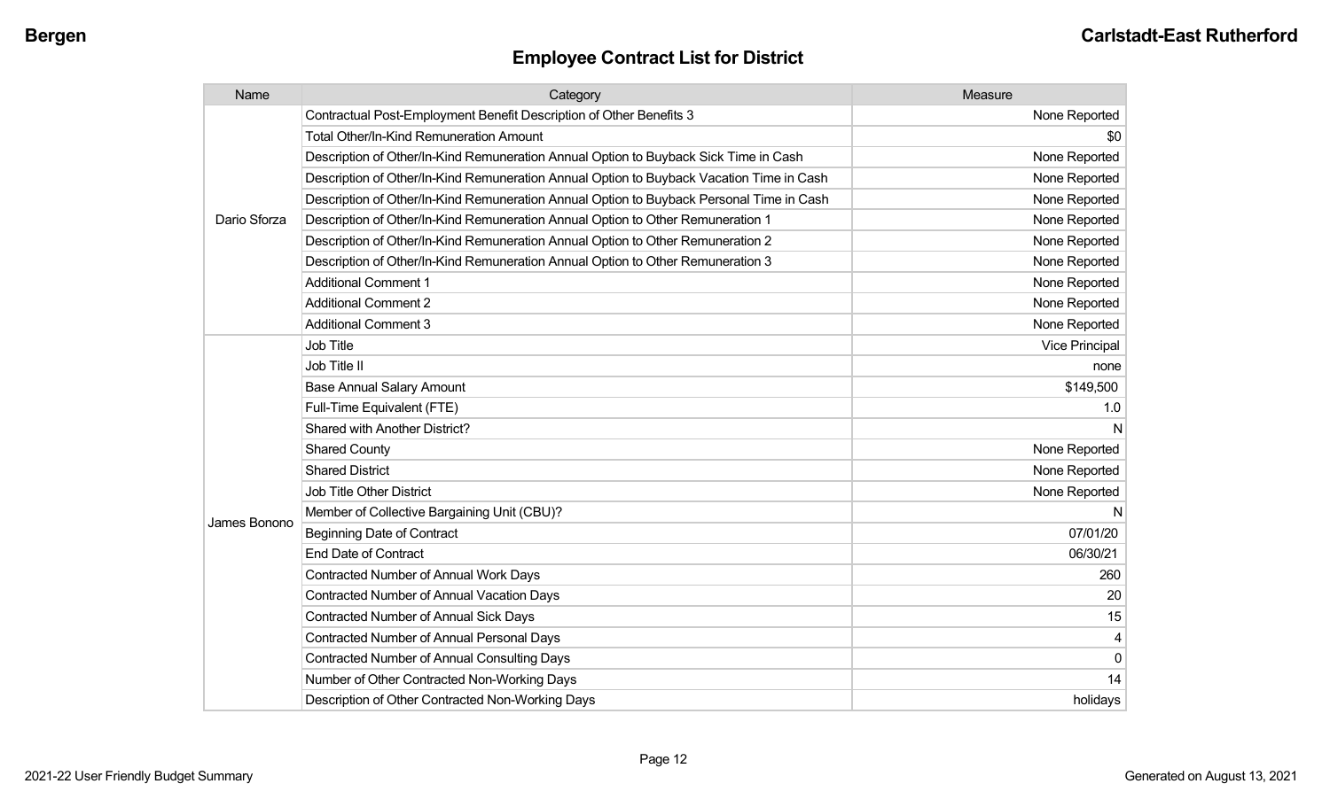## Employee Contract List for District

| Name | Category | Measure |
|---|---|---|
| Dario Sforza | Contractual Post-Employment Benefit Description of Other Benefits 3 | None Reported |
| | Total Other/In-Kind Remuneration Amount | $0 |
| | Description of Other/In-Kind Remuneration Annual Option to Buyback Sick Time in Cash | None Reported |
| | Description of Other/In-Kind Remuneration Annual Option to Buyback Vacation Time in Cash | None Reported |
| | Description of Other/In-Kind Remuneration Annual Option to Buyback Personal Time in Cash | None Reported |
| | Description of Other/In-Kind Remuneration Annual Option to Other Remuneration 1 | None Reported |
| | Description of Other/In-Kind Remuneration Annual Option to Other Remuneration 2 | None Reported |
| | Description of Other/In-Kind Remuneration Annual Option to Other Remuneration 3 | None Reported |
| | Additional Comment 1 | None Reported |
| | Additional Comment 2 | None Reported |
| | Additional Comment 3 | None Reported |
| James Bonono | Job Title | Vice Principal |
| | Job Title II | none |
| | Base Annual Salary Amount | $149,500 |
| | Full-Time Equivalent (FTE) | 1.0 |
| | Shared with Another District? | N |
| | Shared County | None Reported |
| | Shared District | None Reported |
| | Job Title Other District | None Reported |
| | Member of Collective Bargaining Unit (CBU)? | N |
| | Beginning Date of Contract | 07/01/20 |
| | End Date of Contract | 06/30/21 |
| | Contracted Number of Annual Work Days | 260 |
| | Contracted Number of Annual Vacation Days | 20 |
| | Contracted Number of Annual Sick Days | 15 |
| | Contracted Number of Annual Personal Days | 4 |
| | Contracted Number of Annual Consulting Days | 0 |
| | Number of Other Contracted Non-Working Days | 14 |
| | Description of Other Contracted Non-Working Days | holidays |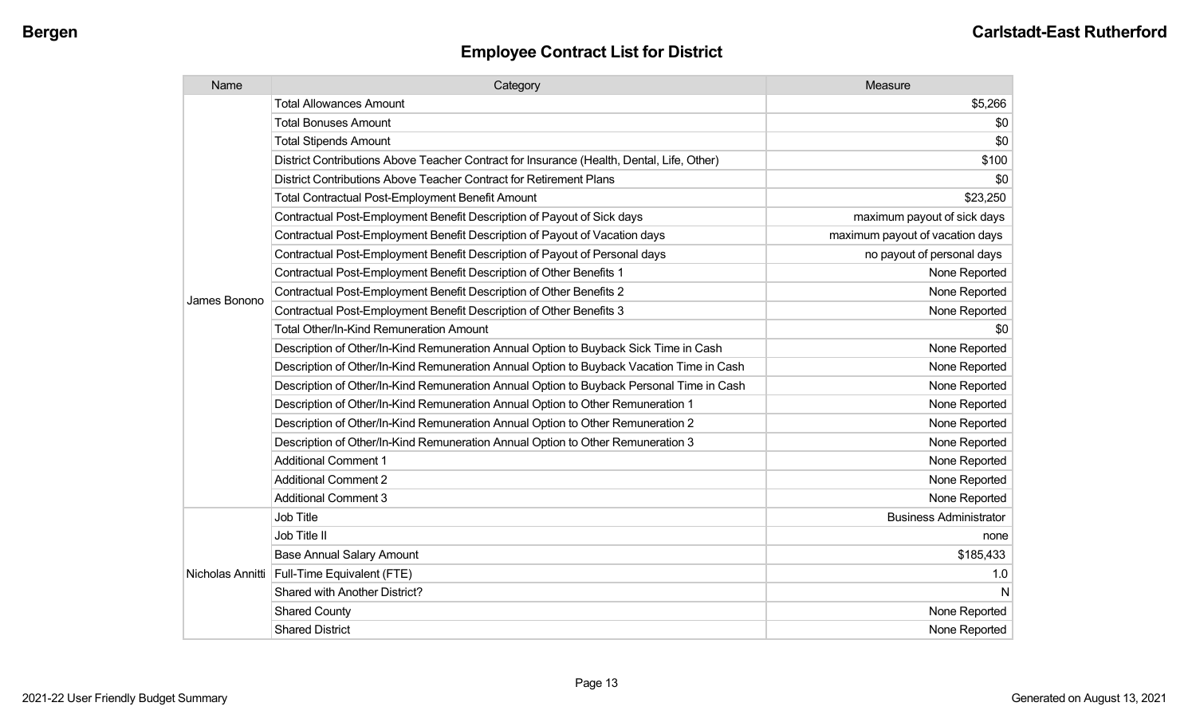## Employee Contract List for District

| Name | Category | Measure |
|---|---|---|
| James Bonono | Total Allowances Amount | $5,266 |
| | Total Bonuses Amount | $0 |
| | Total Stipends Amount | $0 |
| | District Contributions Above Teacher Contract for Insurance (Health, Dental, Life, Other) | $100 |
| | District Contributions Above Teacher Contract for Retirement Plans | $0 |
| | Total Contractual Post-Employment Benefit Amount | $23,250 |
| | Contractual Post-Employment Benefit Description of Payout of Sick days | maximum payout of sick days |
| | Contractual Post-Employment Benefit Description of Payout of Vacation days | maximum payout of vacation days |
| | Contractual Post-Employment Benefit Description of Payout of Personal days | no payout of personal days |
| | Contractual Post-Employment Benefit Description of Other Benefits 1 | None Reported |
| | Contractual Post-Employment Benefit Description of Other Benefits 2 | None Reported |
| | Contractual Post-Employment Benefit Description of Other Benefits 3 | None Reported |
| | Total Other/In-Kind Remuneration Amount | $0 |
| | Description of Other/In-Kind Remuneration Annual Option to Buyback Sick Time in Cash | None Reported |
| | Description of Other/In-Kind Remuneration Annual Option to Buyback Vacation Time in Cash | None Reported |
| | Description of Other/In-Kind Remuneration Annual Option to Buyback Personal Time in Cash | None Reported |
| | Description of Other/In-Kind Remuneration Annual Option to Other Remuneration 1 | None Reported |
| | Description of Other/In-Kind Remuneration Annual Option to Other Remuneration 2 | None Reported |
| | Description of Other/In-Kind Remuneration Annual Option to Other Remuneration 3 | None Reported |
| | Additional Comment 1 | None Reported |
| | Additional Comment 2 | None Reported |
| | Additional Comment 3 | None Reported |
| Nicholas Annitti | Job Title | Business Administrator |
| | Job Title II | none |
| | Base Annual Salary Amount | $185,433 |
| | Full-Time Equivalent (FTE) | 1.0 |
| | Shared with Another District? | N |
| | Shared County | None Reported |
| | Shared District | None Reported |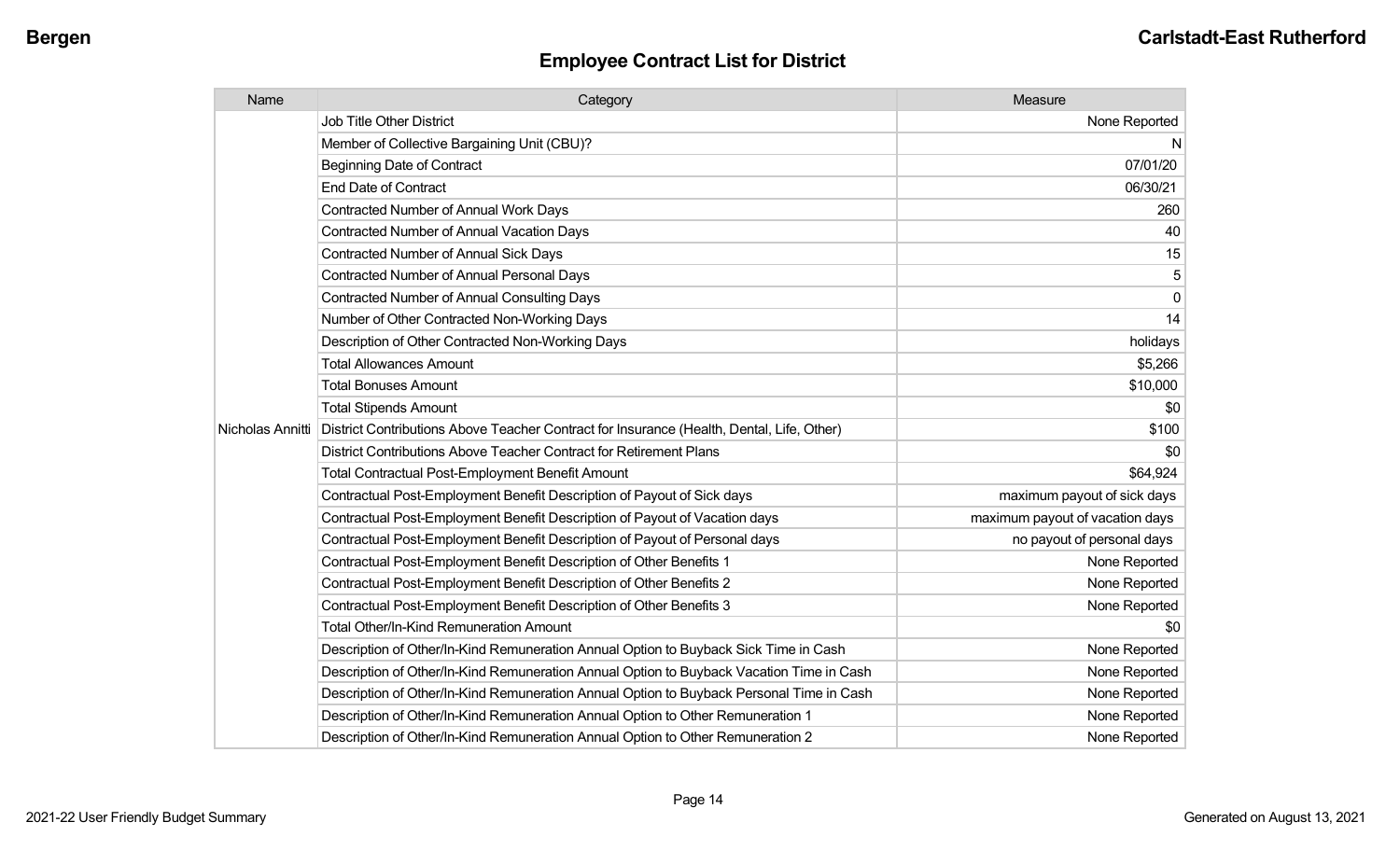## Employee Contract List for District

| Name | Category | Measure |
|---|---|---|
| | Job Title Other District | None Reported |
| | Member of Collective Bargaining Unit (CBU)? | N |
| | Beginning Date of Contract | 07/01/20 |
| | End Date of Contract | 06/30/21 |
| | Contracted Number of Annual Work Days | 260 |
| | Contracted Number of Annual Vacation Days | 40 |
| | Contracted Number of Annual Sick Days | 15 |
| | Contracted Number of Annual Personal Days | 5 |
| | Contracted Number of Annual Consulting Days | 0 |
| | Number of Other Contracted Non-Working Days | 14 |
| | Description of Other Contracted Non-Working Days | holidays |
| | Total Allowances Amount | $5,266 |
| | Total Bonuses Amount | $10,000 |
| | Total Stipends Amount | $0 |
| Nicholas Annitti | District Contributions Above Teacher Contract for Insurance (Health, Dental, Life, Other) | $100 |
| | District Contributions Above Teacher Contract for Retirement Plans | $0 |
| | Total Contractual Post-Employment Benefit Amount | $64,924 |
| | Contractual Post-Employment Benefit Description of Payout of Sick days | maximum payout of sick days |
| | Contractual Post-Employment Benefit Description of Payout of Vacation days | maximum payout of vacation days |
| | Contractual Post-Employment Benefit Description of Payout of Personal days | no payout of personal days |
| | Contractual Post-Employment Benefit Description of Other Benefits 1 | None Reported |
| | Contractual Post-Employment Benefit Description of Other Benefits 2 | None Reported |
| | Contractual Post-Employment Benefit Description of Other Benefits 3 | None Reported |
| | Total Other/In-Kind Remuneration Amount | $0 |
| | Description of Other/In-Kind Remuneration Annual Option to Buyback Sick Time in Cash | None Reported |
| | Description of Other/In-Kind Remuneration Annual Option to Buyback Vacation Time in Cash | None Reported |
| | Description of Other/In-Kind Remuneration Annual Option to Buyback Personal Time in Cash | None Reported |
| | Description of Other/In-Kind Remuneration Annual Option to Other Remuneration 1 | None Reported |
| | Description of Other/In-Kind Remuneration Annual Option to Other Remuneration 2 | None Reported |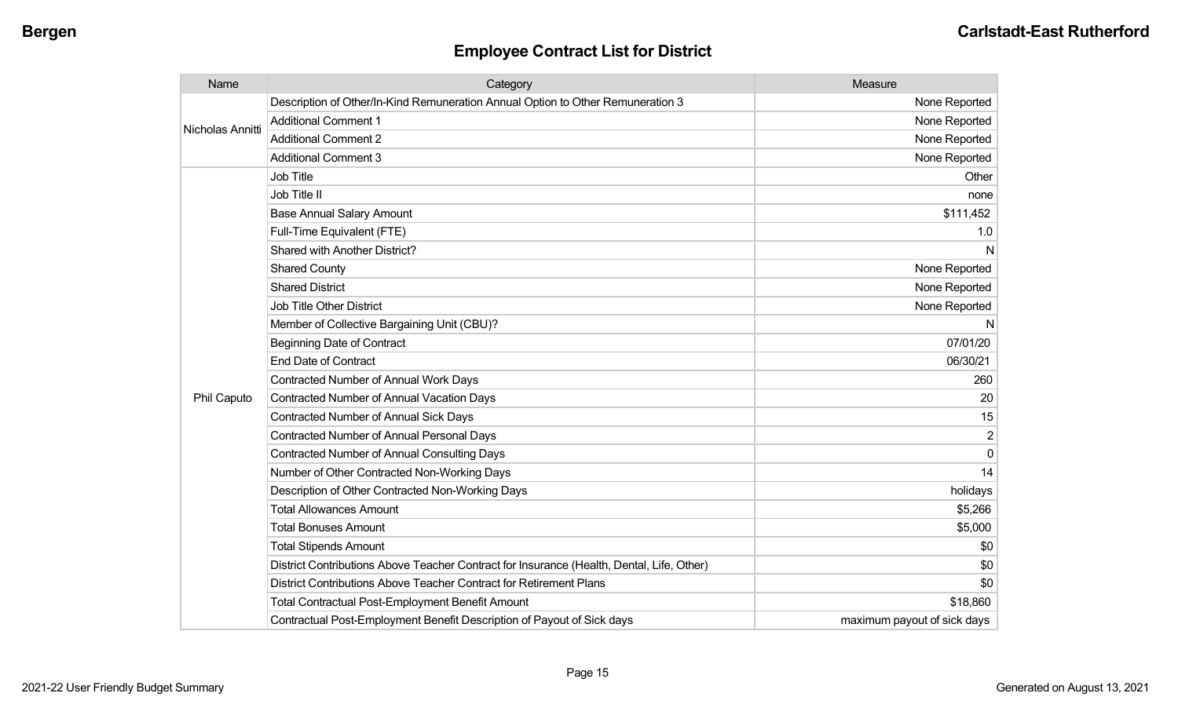## Employee Contract List for District

| Name | Category | Measure |
|---|---|---|
| Nicholas Annitti | Description of Other/In-Kind Remuneration Annual Option to Other Remuneration 3 | None Reported |
| | Additional Comment 1 | None Reported |
| | Additional Comment 2 | None Reported |
| | Additional Comment 3 | None Reported |
| Phil Caputo | Job Title | Other |
| | Job Title II | none |
| | Base Annual Salary Amount | $111,452 |
| | Full-Time Equivalent (FTE) | 1.0 |
| | Shared with Another District? | N |
| | Shared County | None Reported |
| | Shared District | None Reported |
| | Job Title Other District | None Reported |
| | Member of Collective Bargaining Unit (CBU)? | N |
| | Beginning Date of Contract | 07/01/20 |
| | End Date of Contract | 06/30/21 |
| | Contracted Number of Annual Work Days | 260 |
| | Contracted Number of Annual Vacation Days | 20 |
| | Contracted Number of Annual Sick Days | 15 |
| | Contracted Number of Annual Personal Days | 2 |
| | Contracted Number of Annual Consulting Days | 0 |
| | Number of Other Contracted Non-Working Days | 14 |
| | Description of Other Contracted Non-Working Days | holidays |
| | Total Allowances Amount | $5,266 |
| | Total Bonuses Amount | $5,000 |
| | Total Stipends Amount | $0 |
| | District Contributions Above Teacher Contract for Insurance (Health, Dental, Life, Other) | $0 |
| | District Contributions Above Teacher Contract for Retirement Plans | $0 |
| | Total Contractual Post-Employment Benefit Amount | $18,860 |
| | Contractual Post-Employment Benefit Description of Payout of Sick days | maximum payout of sick days |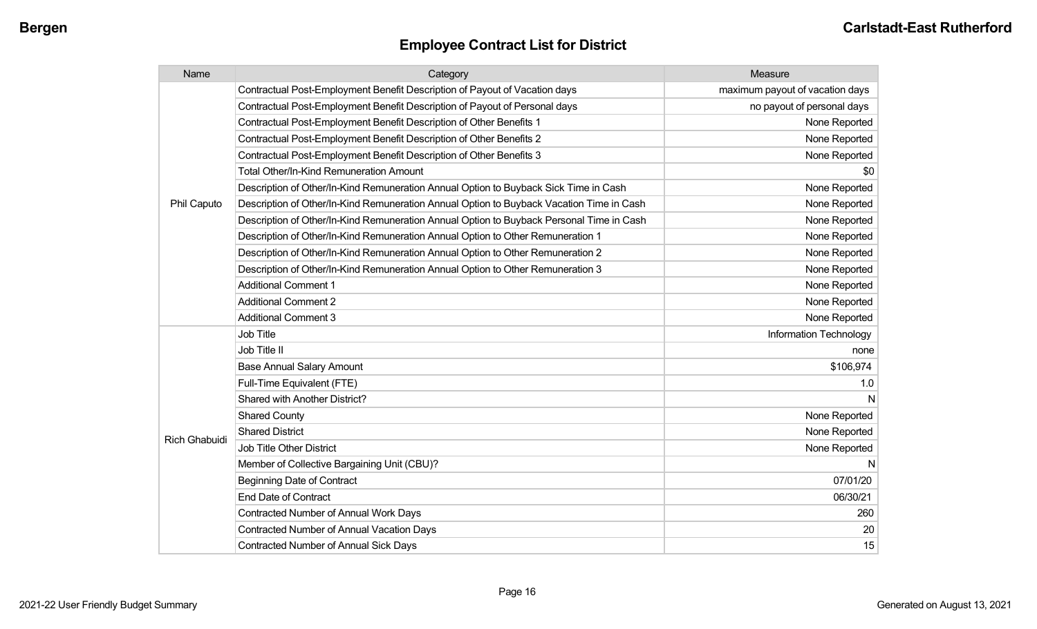## Employee Contract List for District

| Name | Category | Measure |
|---|---|---|
| Phil Caputo | Contractual Post-Employment Benefit Description of Payout of Vacation days | maximum payout of vacation days |
| | Contractual Post-Employment Benefit Description of Payout of Personal days | no payout of personal days |
| | Contractual Post-Employment Benefit Description of Other Benefits 1 | None Reported |
| | Contractual Post-Employment Benefit Description of Other Benefits 2 | None Reported |
| | Contractual Post-Employment Benefit Description of Other Benefits 3 | None Reported |
| | Total Other/In-Kind Remuneration Amount | $0 |
| | Description of Other/In-Kind Remuneration Annual Option to Buyback Sick Time in Cash | None Reported |
| | Description of Other/In-Kind Remuneration Annual Option to Buyback Vacation Time in Cash | None Reported |
| | Description of Other/In-Kind Remuneration Annual Option to Buyback Personal Time in Cash | None Reported |
| | Description of Other/In-Kind Remuneration Annual Option to Other Remuneration 1 | None Reported |
| | Description of Other/In-Kind Remuneration Annual Option to Other Remuneration 2 | None Reported |
| | Description of Other/In-Kind Remuneration Annual Option to Other Remuneration 3 | None Reported |
| | Additional Comment 1 | None Reported |
| | Additional Comment 2 | None Reported |
| | Additional Comment 3 | None Reported |
| Rich Ghabuidi | Job Title | Information Technology |
| | Job Title II | none |
| | Base Annual Salary Amount | $106,974 |
| | Full-Time Equivalent (FTE) | 1.0 |
| | Shared with Another District? | N |
| | Shared County | None Reported |
| | Shared District | None Reported |
| | Job Title Other District | None Reported |
| | Member of Collective Bargaining Unit (CBU)? | N |
| | Beginning Date of Contract | 07/01/20 |
| | End Date of Contract | 06/30/21 |
| | Contracted Number of Annual Work Days | 260 |
| | Contracted Number of Annual Vacation Days | 20 |
| | Contracted Number of Annual Sick Days | 15 |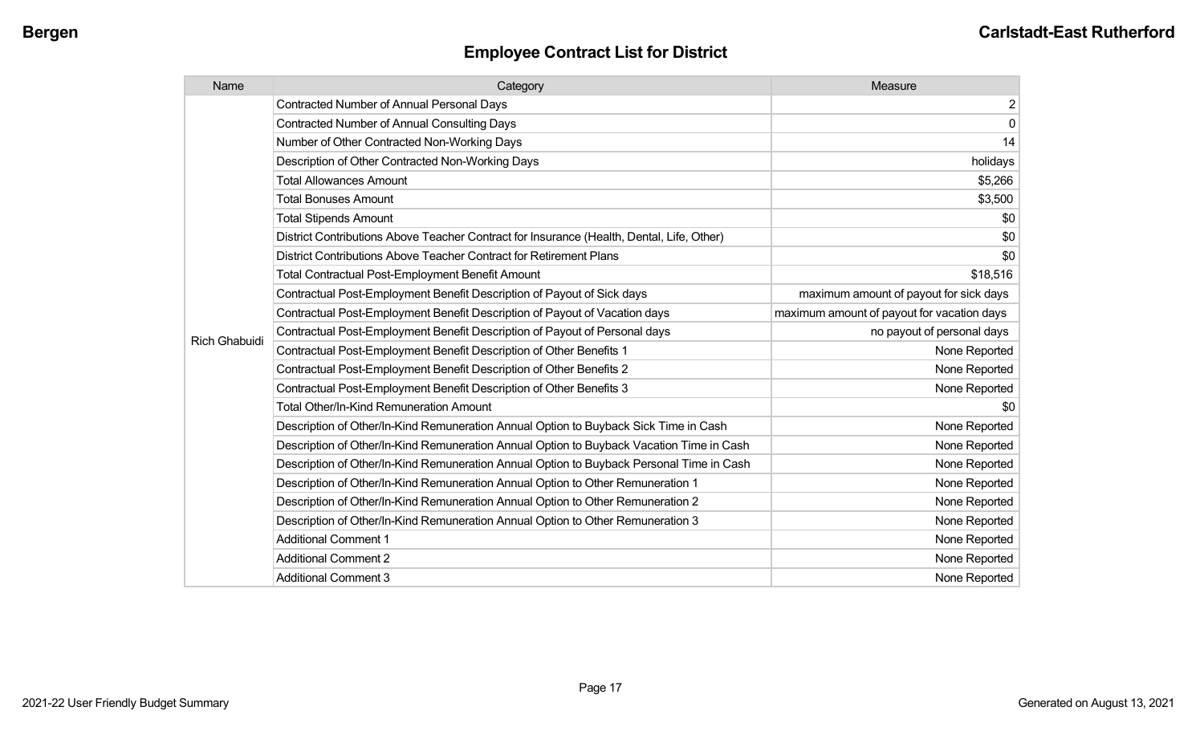## Employee Contract List for District

| Name | Category | Measure |
|---|---|---|
| Rich Ghabuidi | Contracted Number of Annual Personal Days | 2 |
| | Contracted Number of Annual Consulting Days | 0 |
| | Number of Other Contracted Non-Working Days | 14 |
| | Description of Other Contracted Non-Working Days | holidays |
| | Total Allowances Amount | $5,266 |
| | Total Bonuses Amount | $3,500 |
| | Total Stipends Amount | $0 |
| | District Contributions Above Teacher Contract for Insurance (Health, Dental, Life, Other) | $0 |
| | District Contributions Above Teacher Contract for Retirement Plans | $0 |
| | Total Contractual Post-Employment Benefit Amount | $18,516 |
| | Contractual Post-Employment Benefit Description of Payout of Sick days | maximum amount of payout for sick days |
| | Contractual Post-Employment Benefit Description of Payout of Vacation days | maximum amount of payout for vacation days |
| | Contractual Post-Employment Benefit Description of Payout of Personal days | no payout of personal days |
| | Contractual Post-Employment Benefit Description of Other Benefits 1 | None Reported |
| | Contractual Post-Employment Benefit Description of Other Benefits 2 | None Reported |
| | Contractual Post-Employment Benefit Description of Other Benefits 3 | None Reported |
| | Total Other/In-Kind Remuneration Amount | $0 |
| | Description of Other/In-Kind Remuneration Annual Option to Buyback Sick Time in Cash | None Reported |
| | Description of Other/In-Kind Remuneration Annual Option to Buyback Vacation Time in Cash | None Reported |
| | Description of Other/In-Kind Remuneration Annual Option to Buyback Personal Time in Cash | None Reported |
| | Description of Other/In-Kind Remuneration Annual Option to Other Remuneration 1 | None Reported |
| | Description of Other/In-Kind Remuneration Annual Option to Other Remuneration 2 | None Reported |
| | Description of Other/In-Kind Remuneration Annual Option to Other Remuneration 3 | None Reported |
| | Additional Comment 1 | None Reported |
| | Additional Comment 2 | None Reported |
| | Additional Comment 3 | None Reported |